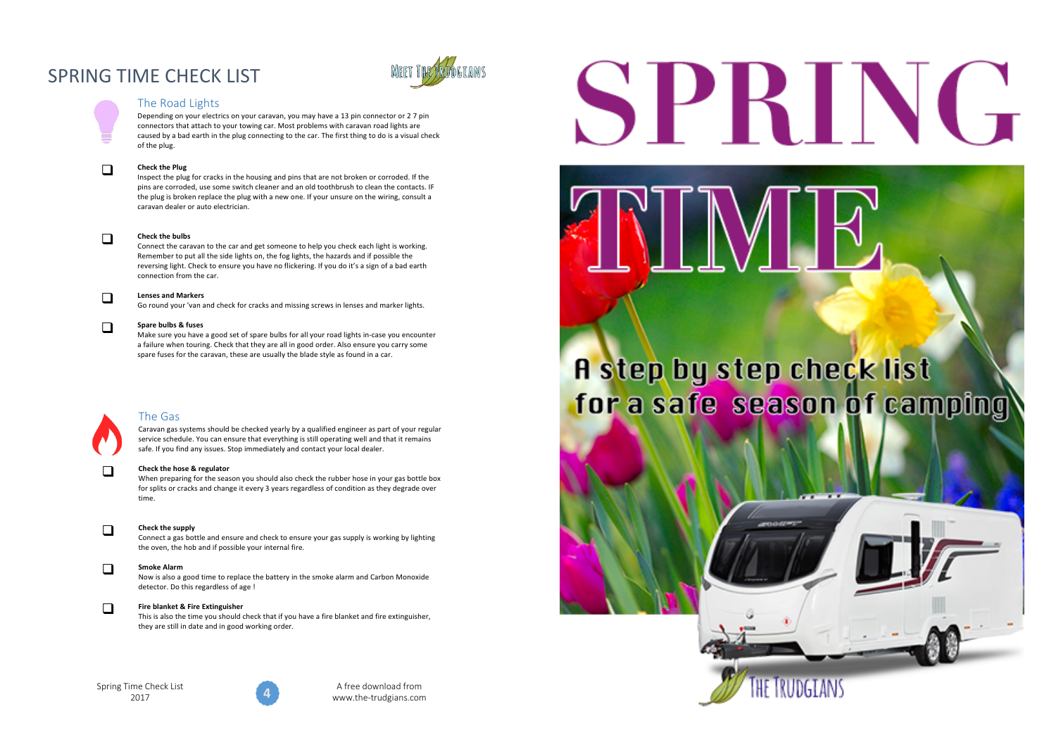# SPRING TIME CHECK LIST

## The Road Lights

Depending on your electrics on your caravan, you may have a 13 pin connector or 2 7 pin connectors that attach to your towing car. Most problems with caravan road lights are caused by a bad earth in the plug connecting to the car. The first thing to do is a visual check of the plug.

- [ ] **Check the Plug**
  Inspect the plug for cracks in the housing and pins that are not broken or corroded. If the pins are corroded, use some switch cleaner and an old toothbrush to clean the contacts. IF the plug is broken replace the plug with a new one. If your unsure on the wiring, consult a caravan dealer or auto electrician.

- [ ] **Check the bulbs**
  Connect the caravan to the car and get someone to help you check each light is working. Remember to put all the side lights on, the fog lights, the hazards and if possible the reversing light. Check to ensure you have no flickering. If you do it's a sign of a bad earth connection from the car.

- [ ] **Lenses and Markers**
  Go round your 'van and check for cracks and missing screws in lenses and marker lights.

- [ ] **Spare bulbs & fuses**
  Make sure you have a good set of spare bulbs for all your road lights in-case you encounter a failure when touring. Check that they are all in good order. Also ensure you carry some spare fuses for the caravan, these are usually the blade style as found in a car.

## The Gas

Caravan gas systems should be checked yearly by a qualified engineer as part of your regular service schedule. You can ensure that everything is still operating well and that it remains safe. If you find any issues. Stop immediately and contact your local dealer.

- [ ] **Check the hose & regulator**
  When preparing for the season you should also check the rubber hose in your gas bottle box for splits or cracks and change it every 3 years regardless of condition as they degrade over time.

- [ ] **Check the supply**
  Connect a gas bottle and ensure and check to ensure your gas supply is working by lighting the oven, the hob and if possible your internal fire.

- [ ] **Smoke Alarm**
  Now is also a good time to replace the battery in the smoke alarm and Carbon Monoxide detector. Do this regardless of age !

- [ ] **Fire blanket & Fire Extinguisher**
  This is also the time you should check that if you have a fire blanket and fire extinguisher, they are still in date and in good working order.

Spring Time Check List 2017

A free download from www.the-trudgians.com

# SPRING TIME

## A step by step check list for a safe season of camping

THE TRUDGIANS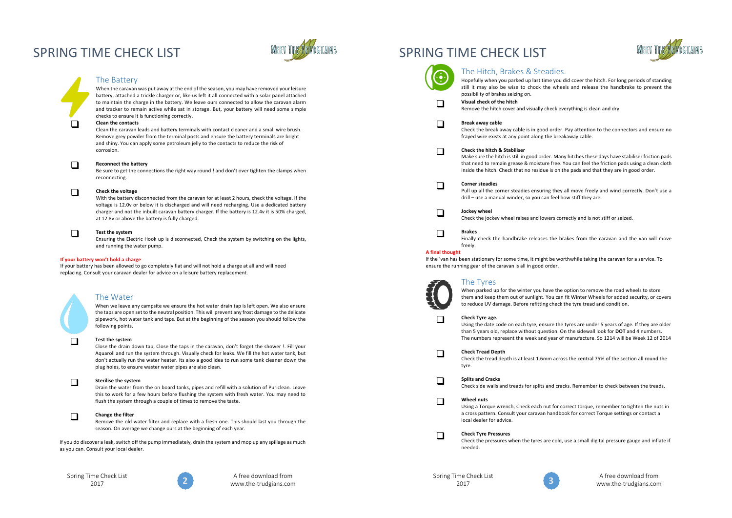# SPRING TIME CHECK LIST

## The Battery

When the caravan was put away at the end of the season, you may have removed your leisure battery, attached a trickle charger or, like us left it all connected with a solar panel attached to maintain the charge in the battery. We leave ours connected to allow the caravan alarm and tracker to remain active while sat in storage. But, your battery will need some simple checks to ensure it is functioning correctly.

- [ ] **Clean the contacts**
  Clean the caravan leads and battery terminals with contact cleaner and a small wire brush. Remove grey powder from the terminal posts and ensure the battery terminals are bright and shiny. You can apply some petroleum jelly to the contacts to reduce the risk of corrosion.

- [ ] **Reconnect the battery**
  Be sure to get the connections the right way round ! and don't over tighten the clamps when reconnecting.

- [ ] **Check the voltage**
  With the battery disconnected from the caravan for at least 2 hours, check the voltage. If the voltage is 12.0v or below it is discharged and will need recharging. Use a dedicated battery charger and not the inbuilt caravan battery charger. If the battery is 12.4v it is 50% charged, at 12.8v or above the battery is fully charged.

- [ ] **Test the system**
  Ensuring the Electric Hook up is disconnected, Check the system by switching on the lights, and running the water pump.

**If your battery won't hold a charge**

If your battery has been allowed to go completely flat and will not hold a charge at all and will need replacing. Consult your caravan dealer for advice on a leisure battery replacement.

## The Water

When we leave any campsite we ensure the hot water drain tap is left open. We also ensure the taps are open set to the neutral position. This will prevent any frost damage to the delicate pipework, hot water tank and taps. But at the beginning of the season you should follow the following points.

- [ ] **Test the system**
  Close the drain down tap, Close the taps in the caravan, don't forget the shower !. Fill your Aquaroll and run the system through. Visually check for leaks. We fill the hot water tank, but don't actually run the water heater. Its also a good idea to run some tank cleaner down the plug holes, to ensure waster water pipes are also clean.

- [ ] **Sterilise the system**
  Drain the water from the on board tanks, pipes and refill with a solution of Puriclean. Leave this to work for a few hours before flushing the system with fresh water. You may need to flush the system through a couple of times to remove the taste.

- [ ] **Change the filter**
  Remove the old water filter and replace with a fresh one. This should last you through the season. On average we change ours at the beginning of each year.

If you do discover a leak, switch off the pump immediately, drain the system and mop up any spillage as much as you can. Consult your local dealer.

# SPRING TIME CHECK LIST

## The Hitch, Brakes & Steadies.

Hopefully when you parked up last time you did cover the hitch. For long periods of standing still it may also be wise to chock the wheels and release the handbrake to prevent the possibility of brakes seizing on.

- [ ] **Visual check of the hitch**
  Remove the hitch cover and visually check everything is clean and dry.

- [ ] **Break away cable**
  Check the break away cable is in good order. Pay attention to the connectors and ensure no frayed wire exists at any point along the breakaway cable.

- [ ] **Check the hitch & Stabiliser**
  Make sure the hitch is still in good order. Many hitches these days have stabiliser friction pads that need to remain grease & moisture free. You can feel the friction pads using a clean cloth inside the hitch. Check that no residue is on the pads and that they are in good order.

- [ ] **Corner steadies**
  Pull up all the corner steadies ensuring they all move freely and wind correctly. Don't use a drill – use a manual winder, so you can feel how stiff they are.

- [ ] **Jockey wheel**
  Check the jockey wheel raises and lowers correctly and is not stiff or seized.

- [ ] **Brakes**
  Finally check the handbrake releases the brakes from the caravan and the van will move freely.

**A final thought**

If the 'van has been stationary for some time, it might be worthwhile taking the caravan for a service. To ensure the running gear of the caravan is all in good order.

## The Tyres

When parked up for the winter you have the option to remove the road wheels to store them and keep them out of sunlight. You can fit Winter Wheels for added security, or covers to reduce UV damage. Before refitting check the tyre tread and condition.

- [ ] **Check Tyre age.**
  Using the date code on each tyre, ensure the tyres are under 5 years of age. If they are older than 5 years old, replace without question. On the sidewall look for **DOT** and 4 numbers. The numbers represent the week and year of manufacture. So 1214 will be Week 12 of 2014

- [ ] **Check Tread Depth**
  Check the tread depth is at least 1.6mm across the central 75% of the section all round the tyre.

- [ ] **Splits and Cracks**
  Check side walls and treads for splits and cracks. Remember to check between the treads.

- [ ] **Wheel nuts**
  Using a Torque wrench, Check each nut for correct torque, remember to tighten the nuts in a cross pattern. Consult your caravan handbook for correct Torque settings or contact a local dealer for advice.

- [ ] **Check Tyre Pressures**
  Check the pressures when the tyres are cold, use a small digital pressure gauge and inflate if needed.